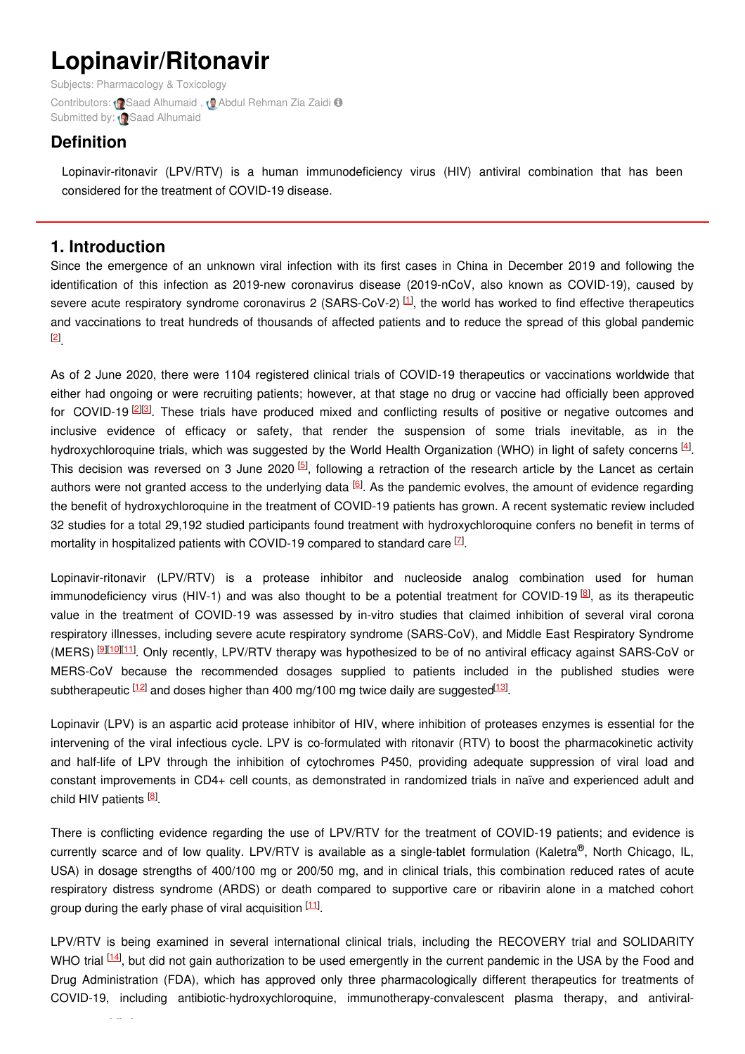# Lopinavir/Ritonavir

Subjects: Pharmacology & Toxicology

Contributors: Saad Alhumaid , Abdul Rehman Zia Zaidi

Submitted by: Saad Alhumaid

## Definition

Lopinavir-ritonavir (LPV/RTV) is a human immunodeficiency virus (HIV) antiviral combination that has been considered for the treatment of COVID-19 disease.

## 1. Introduction

Since the emergence of an unknown viral infection with its first cases in China in December 2019 and following the identification of this infection as 2019-new coronavirus disease (2019-nCoV, also known as COVID-19), caused by severe acute respiratory syndrome coronavirus 2 (SARS-CoV-2) [1], the world has worked to find effective therapeutics and vaccinations to treat hundreds of thousands of affected patients and to reduce the spread of this global pandemic [2].

As of 2 June 2020, there were 1104 registered clinical trials of COVID-19 therapeutics or vaccinations worldwide that either had ongoing or were recruiting patients; however, at that stage no drug or vaccine had officially been approved for COVID-19 [2][3]. These trials have produced mixed and conflicting results of positive or negative outcomes and inclusive evidence of efficacy or safety, that render the suspension of some trials inevitable, as in the hydroxychloroquine trials, which was suggested by the World Health Organization (WHO) in light of safety concerns [4]. This decision was reversed on 3 June 2020 [5], following a retraction of the research article by the Lancet as certain authors were not granted access to the underlying data [6]. As the pandemic evolves, the amount of evidence regarding the benefit of hydroxychloroquine in the treatment of COVID-19 patients has grown. A recent systematic review included 32 studies for a total 29,192 studied participants found treatment with hydroxychloroquine confers no benefit in terms of mortality in hospitalized patients with COVID-19 compared to standard care [7].

Lopinavir-ritonavir (LPV/RTV) is a protease inhibitor and nucleoside analog combination used for human immunodeficiency virus (HIV-1) and was also thought to be a potential treatment for COVID-19 [8], as its therapeutic value in the treatment of COVID-19 was assessed by in-vitro studies that claimed inhibition of several viral corona respiratory illnesses, including severe acute respiratory syndrome (SARS-CoV), and Middle East Respiratory Syndrome (MERS) [9][10][11]. Only recently, LPV/RTV therapy was hypothesized to be of no antiviral efficacy against SARS-CoV or MERS-CoV because the recommended dosages supplied to patients included in the published studies were subtherapeutic [12] and doses higher than 400 mg/100 mg twice daily are suggested[13].

Lopinavir (LPV) is an aspartic acid protease inhibitor of HIV, where inhibition of proteases enzymes is essential for the intervening of the viral infectious cycle. LPV is co-formulated with ritonavir (RTV) to boost the pharmacokinetic activity and half-life of LPV through the inhibition of cytochromes P450, providing adequate suppression of viral load and constant improvements in CD4+ cell counts, as demonstrated in randomized trials in naïve and experienced adult and child HIV patients [8].

There is conflicting evidence regarding the use of LPV/RTV for the treatment of COVID-19 patients; and evidence is currently scarce and of low quality. LPV/RTV is available as a single-tablet formulation (Kaletra®, North Chicago, IL, USA) in dosage strengths of 400/100 mg or 200/50 mg, and in clinical trials, this combination reduced rates of acute respiratory distress syndrome (ARDS) or death compared to supportive care or ribavirin alone in a matched cohort group during the early phase of viral acquisition [11].

LPV/RTV is being examined in several international clinical trials, including the RECOVERY trial and SOLIDARITY WHO trial [14], but did not gain authorization to be used emergently in the current pandemic in the USA by the Food and Drug Administration (FDA), which has approved only three pharmacologically different therapeutics for treatments of COVID-19, including antibiotic-hydroxychloroquine, immunotherapy-convalescent plasma therapy, and antiviral-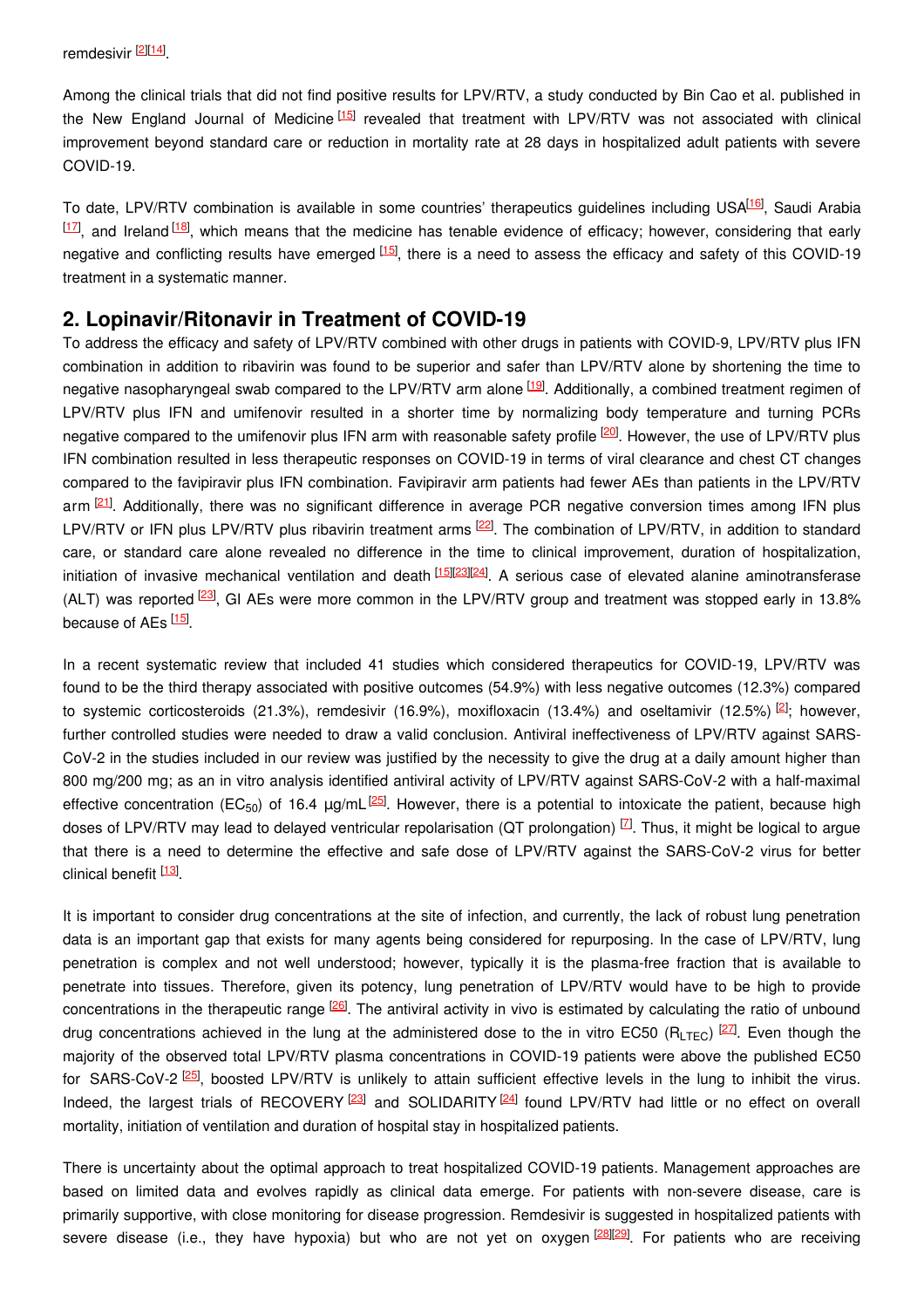remdesivir [2][14].

Among the clinical trials that did not find positive results for LPV/RTV, a study conducted by Bin Cao et al. published in the New England Journal of Medicine [15] revealed that treatment with LPV/RTV was not associated with clinical improvement beyond standard care or reduction in mortality rate at 28 days in hospitalized adult patients with severe COVID-19.

To date, LPV/RTV combination is available in some countries' therapeutics guidelines including USA[16], Saudi Arabia [17], and Ireland [18], which means that the medicine has tenable evidence of efficacy; however, considering that early negative and conflicting results have emerged [15], there is a need to assess the efficacy and safety of this COVID-19 treatment in a systematic manner.

## 2. Lopinavir/Ritonavir in Treatment of COVID-19

To address the efficacy and safety of LPV/RTV combined with other drugs in patients with COVID-9, LPV/RTV plus IFN combination in addition to ribavirin was found to be superior and safer than LPV/RTV alone by shortening the time to negative nasopharyngeal swab compared to the LPV/RTV arm alone [19]. Additionally, a combined treatment regimen of LPV/RTV plus IFN and umifenovir resulted in a shorter time by normalizing body temperature and turning PCRs negative compared to the umifenovir plus IFN arm with reasonable safety profile [20]. However, the use of LPV/RTV plus IFN combination resulted in less therapeutic responses on COVID-19 in terms of viral clearance and chest CT changes compared to the favipiravir plus IFN combination. Favipiravir arm patients had fewer AEs than patients in the LPV/RTV arm [21]. Additionally, there was no significant difference in average PCR negative conversion times among IFN plus LPV/RTV or IFN plus LPV/RTV plus ribavirin treatment arms [22]. The combination of LPV/RTV, in addition to standard care, or standard care alone revealed no difference in the time to clinical improvement, duration of hospitalization, initiation of invasive mechanical ventilation and death [15][23][24]. A serious case of elevated alanine aminotransferase (ALT) was reported [23], GI AEs were more common in the LPV/RTV group and treatment was stopped early in 13.8% because of AEs [15].

In a recent systematic review that included 41 studies which considered therapeutics for COVID-19, LPV/RTV was found to be the third therapy associated with positive outcomes (54.9%) with less negative outcomes (12.3%) compared to systemic corticosteroids (21.3%), remdesivir (16.9%), moxifloxacin (13.4%) and oseltamivir (12.5%) [2]; however, further controlled studies were needed to draw a valid conclusion. Antiviral ineffectiveness of LPV/RTV against SARS-CoV-2 in the studies included in our review was justified by the necessity to give the drug at a daily amount higher than 800 mg/200 mg; as an in vitro analysis identified antiviral activity of LPV/RTV against SARS-CoV-2 with a half-maximal effective concentration ($EC_{50}$) of 16.4 μg/mL [25]. However, there is a potential to intoxicate the patient, because high doses of LPV/RTV may lead to delayed ventricular repolarisation (QT prolongation) [7]. Thus, it might be logical to argue that there is a need to determine the effective and safe dose of LPV/RTV against the SARS-CoV-2 virus for better clinical benefit [13].

It is important to consider drug concentrations at the site of infection, and currently, the lack of robust lung penetration data is an important gap that exists for many agents being considered for repurposing. In the case of LPV/RTV, lung penetration is complex and not well understood; however, typically it is the plasma-free fraction that is available to penetrate into tissues. Therefore, given its potency, lung penetration of LPV/RTV would have to be high to provide concentrations in the therapeutic range [26]. The antiviral activity in vivo is estimated by calculating the ratio of unbound drug concentrations achieved in the lung at the administered dose to the in vitro EC50 ($R_{LTEC}$) [27]. Even though the majority of the observed total LPV/RTV plasma concentrations in COVID-19 patients were above the published EC50 for SARS-CoV-2 [25], boosted LPV/RTV is unlikely to attain sufficient effective levels in the lung to inhibit the virus. Indeed, the largest trials of RECOVERY [23] and SOLIDARITY [24] found LPV/RTV had little or no effect on overall mortality, initiation of ventilation and duration of hospital stay in hospitalized patients.

There is uncertainty about the optimal approach to treat hospitalized COVID-19 patients. Management approaches are based on limited data and evolves rapidly as clinical data emerge. For patients with non-severe disease, care is primarily supportive, with close monitoring for disease progression. Remdesivir is suggested in hospitalized patients with severe disease (i.e., they have hypoxia) but who are not yet on oxygen [28][29]. For patients who are receiving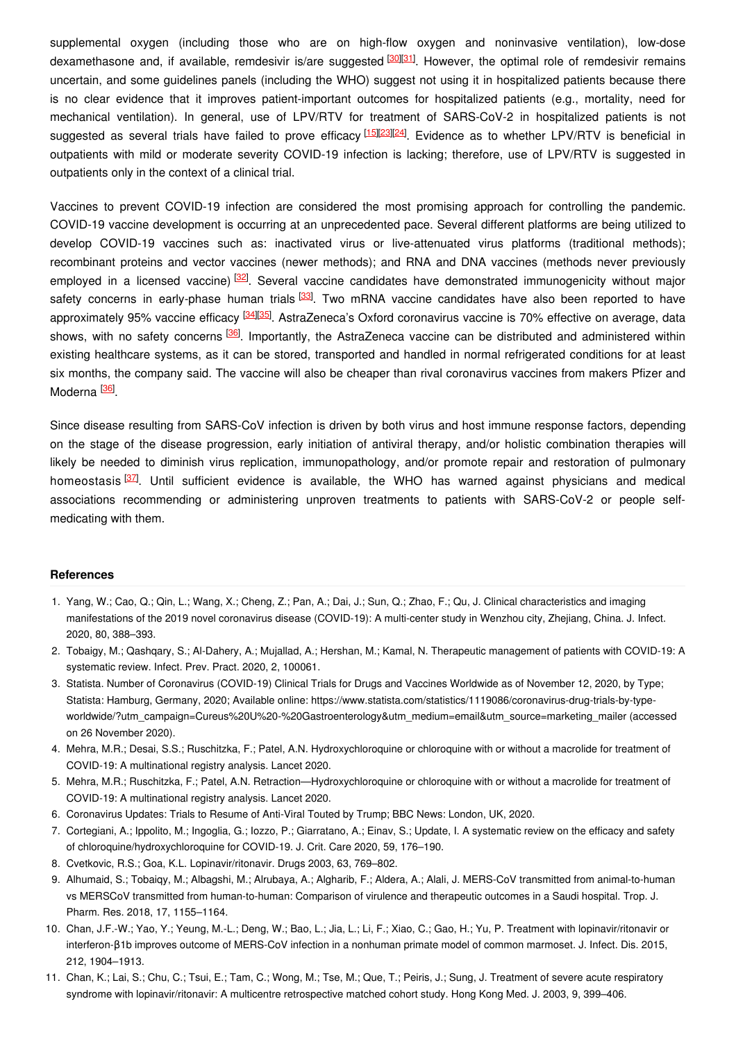supplemental oxygen (including those who are on high-flow oxygen and noninvasive ventilation), low-dose dexamethasone and, if available, remdesivir is/are suggested [30][31]. However, the optimal role of remdesivir remains uncertain, and some guidelines panels (including the WHO) suggest not using it in hospitalized patients because there is no clear evidence that it improves patient-important outcomes for hospitalized patients (e.g., mortality, need for mechanical ventilation). In general, use of LPV/RTV for treatment of SARS-CoV-2 in hospitalized patients is not suggested as several trials have failed to prove efficacy [15][23][24]. Evidence as to whether LPV/RTV is beneficial in outpatients with mild or moderate severity COVID-19 infection is lacking; therefore, use of LPV/RTV is suggested in outpatients only in the context of a clinical trial.

Vaccines to prevent COVID-19 infection are considered the most promising approach for controlling the pandemic. COVID-19 vaccine development is occurring at an unprecedented pace. Several different platforms are being utilized to develop COVID-19 vaccines such as: inactivated virus or live-attenuated virus platforms (traditional methods); recombinant proteins and vector vaccines (newer methods); and RNA and DNA vaccines (methods never previously employed in a licensed vaccine) [32]. Several vaccine candidates have demonstrated immunogenicity without major safety concerns in early-phase human trials [33]. Two mRNA vaccine candidates have also been reported to have approximately 95% vaccine efficacy [34][35]. AstraZeneca's Oxford coronavirus vaccine is 70% effective on average, data shows, with no safety concerns [36]. Importantly, the AstraZeneca vaccine can be distributed and administered within existing healthcare systems, as it can be stored, transported and handled in normal refrigerated conditions for at least six months, the company said. The vaccine will also be cheaper than rival coronavirus vaccines from makers Pfizer and Moderna [36].

Since disease resulting from SARS-CoV infection is driven by both virus and host immune response factors, depending on the stage of the disease progression, early initiation of antiviral therapy, and/or holistic combination therapies will likely be needed to diminish virus replication, immunopathology, and/or promote repair and restoration of pulmonary homeostasis [37]. Until sufficient evidence is available, the WHO has warned against physicians and medical associations recommending or administering unproven treatments to patients with SARS-CoV-2 or people self-medicating with them.

## References

1. Yang, W.; Cao, Q.; Qin, L.; Wang, X.; Cheng, Z.; Pan, A.; Dai, J.; Sun, Q.; Zhao, F.; Qu, J. Clinical characteristics and imaging manifestations of the 2019 novel coronavirus disease (COVID-19): A multi-center study in Wenzhou city, Zhejiang, China. J. Infect. 2020, 80, 388–393.
2. Tobaigy, M.; Qashqary, S.; Al-Dahery, A.; Mujallad, A.; Hershan, M.; Kamal, N. Therapeutic management of patients with COVID-19: A systematic review. Infect. Prev. Pract. 2020, 2, 100061.
3. Statista. Number of Coronavirus (COVID-19) Clinical Trials for Drugs and Vaccines Worldwide as of November 12, 2020, by Type; Statista: Hamburg, Germany, 2020; Available online: https://www.statista.com/statistics/1119086/coronavirus-drug-trials-by-type-worldwide/?utm_campaign=Cureus%20U%20-%20Gastroenterology&utm_medium=email&utm_source=marketing_mailer (accessed on 26 November 2020).
4. Mehra, M.R.; Desai, S.S.; Ruschitzka, F.; Patel, A.N. Hydroxychloroquine or chloroquine with or without a macrolide for treatment of COVID-19: A multinational registry analysis. Lancet 2020.
5. Mehra, M.R.; Ruschitzka, F.; Patel, A.N. Retraction—Hydroxychloroquine or chloroquine with or without a macrolide for treatment of COVID-19: A multinational registry analysis. Lancet 2020.
6. Coronavirus Updates: Trials to Resume of Anti-Viral Touted by Trump; BBC News: London, UK, 2020.
7. Cortegiani, A.; Ippolito, M.; Ingoglia, G.; Iozzo, P.; Giarratano, A.; Einav, S.; Update, I. A systematic review on the efficacy and safety of chloroquine/hydroxychloroquine for COVID-19. J. Crit. Care 2020, 59, 176–190.
8. Cvetkovic, R.S.; Goa, K.L. Lopinavir/ritonavir. Drugs 2003, 63, 769–802.
9. Alhumaid, S.; Tobaiqy, M.; Albagshi, M.; Alrubaya, A.; Algharib, F.; Aldera, A.; Alali, J. MERS-CoV transmitted from animal-to-human vs MERSCoV transmitted from human-to-human: Comparison of virulence and therapeutic outcomes in a Saudi hospital. Trop. J. Pharm. Res. 2018, 17, 1155–1164.
10. Chan, J.F.-W.; Yao, Y.; Yeung, M.-L.; Deng, W.; Bao, L.; Jia, L.; Li, F.; Xiao, C.; Gao, H.; Yu, P. Treatment with lopinavir/ritonavir or interferon-β1b improves outcome of MERS-CoV infection in a nonhuman primate model of common marmoset. J. Infect. Dis. 2015, 212, 1904–1913.
11. Chan, K.; Lai, S.; Chu, C.; Tsui, E.; Tam, C.; Wong, M.; Tse, M.; Que, T.; Peiris, J.; Sung, J. Treatment of severe acute respiratory syndrome with lopinavir/ritonavir: A multicentre retrospective matched cohort study. Hong Kong Med. J. 2003, 9, 399–406.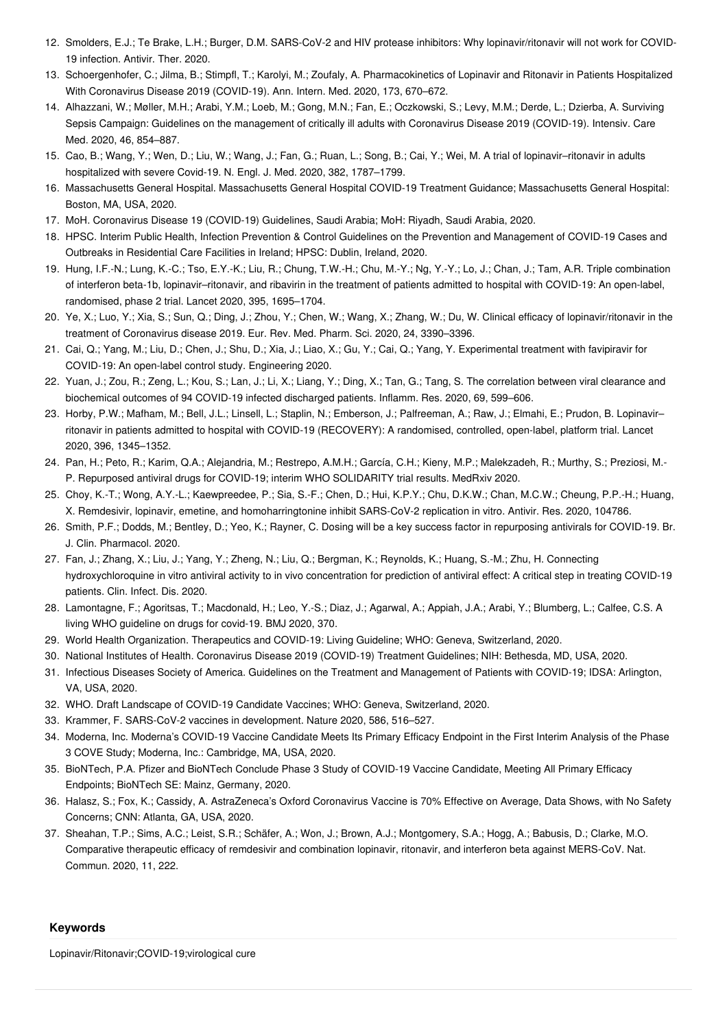12. Smolders, E.J.; Te Brake, L.H.; Burger, D.M. SARS-CoV-2 and HIV protease inhibitors: Why lopinavir/ritonavir will not work for COVID-19 infection. Antivir. Ther. 2020.
13. Schoergenhofer, C.; Jilma, B.; Stimpfl, T.; Karolyi, M.; Zoufaly, A. Pharmacokinetics of Lopinavir and Ritonavir in Patients Hospitalized With Coronavirus Disease 2019 (COVID-19). Ann. Intern. Med. 2020, 173, 670–672.
14. Alhazzani, W.; Møller, M.H.; Arabi, Y.M.; Loeb, M.; Gong, M.N.; Fan, E.; Oczkowski, S.; Levy, M.M.; Derde, L.; Dzierba, A. Surviving Sepsis Campaign: Guidelines on the management of critically ill adults with Coronavirus Disease 2019 (COVID-19). Intensiv. Care Med. 2020, 46, 854–887.
15. Cao, B.; Wang, Y.; Wen, D.; Liu, W.; Wang, J.; Fan, G.; Ruan, L.; Song, B.; Cai, Y.; Wei, M. A trial of lopinavir–ritonavir in adults hospitalized with severe Covid-19. N. Engl. J. Med. 2020, 382, 1787–1799.
16. Massachusetts General Hospital. Massachusetts General Hospital COVID-19 Treatment Guidance; Massachusetts General Hospital: Boston, MA, USA, 2020.
17. MoH. Coronavirus Disease 19 (COVID-19) Guidelines, Saudi Arabia; MoH: Riyadh, Saudi Arabia, 2020.
18. HPSC. Interim Public Health, Infection Prevention & Control Guidelines on the Prevention and Management of COVID-19 Cases and Outbreaks in Residential Care Facilities in Ireland; HPSC: Dublin, Ireland, 2020.
19. Hung, I.F.-N.; Lung, K.-C.; Tso, E.Y.-K.; Liu, R.; Chung, T.W.-H.; Chu, M.-Y.; Ng, Y.-Y.; Lo, J.; Chan, J.; Tam, A.R. Triple combination of interferon beta-1b, lopinavir–ritonavir, and ribavirin in the treatment of patients admitted to hospital with COVID-19: An open-label, randomised, phase 2 trial. Lancet 2020, 395, 1695–1704.
20. Ye, X.; Luo, Y.; Xia, S.; Sun, Q.; Ding, J.; Zhou, Y.; Chen, W.; Wang, X.; Zhang, W.; Du, W. Clinical efficacy of lopinavir/ritonavir in the treatment of Coronavirus disease 2019. Eur. Rev. Med. Pharm. Sci. 2020, 24, 3390–3396.
21. Cai, Q.; Yang, M.; Liu, D.; Chen, J.; Shu, D.; Xia, J.; Liao, X.; Gu, Y.; Cai, Q.; Yang, Y. Experimental treatment with favipiravir for COVID-19: An open-label control study. Engineering 2020.
22. Yuan, J.; Zou, R.; Zeng, L.; Kou, S.; Lan, J.; Li, X.; Liang, Y.; Ding, X.; Tan, G.; Tang, S. The correlation between viral clearance and biochemical outcomes of 94 COVID-19 infected discharged patients. Inflamm. Res. 2020, 69, 599–606.
23. Horby, P.W.; Mafham, M.; Bell, J.L.; Linsell, L.; Staplin, N.; Emberson, J.; Palfreeman, A.; Raw, J.; Elmahi, E.; Prudon, B. Lopinavir–ritonavir in patients admitted to hospital with COVID-19 (RECOVERY): A randomised, controlled, open-label, platform trial. Lancet 2020, 396, 1345–1352.
24. Pan, H.; Peto, R.; Karim, Q.A.; Alejandria, M.; Restrepo, A.M.H.; García, C.H.; Kieny, M.P.; Malekzadeh, R.; Murthy, S.; Preziosi, M.-P. Repurposed antiviral drugs for COVID-19; interim WHO SOLIDARITY trial results. MedRxiv 2020.
25. Choy, K.-T.; Wong, A.Y.-L.; Kaewpreedee, P.; Sia, S.-F.; Chen, D.; Hui, K.P.Y.; Chu, D.K.W.; Chan, M.C.W.; Cheung, P.P.-H.; Huang, X. Remdesivir, lopinavir, emetine, and homoharringtonine inhibit SARS-CoV-2 replication in vitro. Antivir. Res. 2020, 104786.
26. Smith, P.F.; Dodds, M.; Bentley, D.; Yeo, K.; Rayner, C. Dosing will be a key success factor in repurposing antivirals for COVID-19. Br. J. Clin. Pharmacol. 2020.
27. Fan, J.; Zhang, X.; Liu, J.; Yang, Y.; Zheng, N.; Liu, Q.; Bergman, K.; Reynolds, K.; Huang, S.-M.; Zhu, H. Connecting hydroxychloroquine in vitro antiviral activity to in vivo concentration for prediction of antiviral effect: A critical step in treating COVID-19 patients. Clin. Infect. Dis. 2020.
28. Lamontagne, F.; Agoritsas, T.; Macdonald, H.; Leo, Y.-S.; Diaz, J.; Agarwal, A.; Appiah, J.A.; Arabi, Y.; Blumberg, L.; Calfee, C.S. A living WHO guideline on drugs for covid-19. BMJ 2020, 370.
29. World Health Organization. Therapeutics and COVID-19: Living Guideline; WHO: Geneva, Switzerland, 2020.
30. National Institutes of Health. Coronavirus Disease 2019 (COVID-19) Treatment Guidelines; NIH: Bethesda, MD, USA, 2020.
31. Infectious Diseases Society of America. Guidelines on the Treatment and Management of Patients with COVID-19; IDSA: Arlington, VA, USA, 2020.
32. WHO. Draft Landscape of COVID-19 Candidate Vaccines; WHO: Geneva, Switzerland, 2020.
33. Krammer, F. SARS-CoV-2 vaccines in development. Nature 2020, 586, 516–527.
34. Moderna, Inc. Moderna's COVID-19 Vaccine Candidate Meets Its Primary Efficacy Endpoint in the First Interim Analysis of the Phase 3 COVE Study; Moderna, Inc.: Cambridge, MA, USA, 2020.
35. BioNTech, P.A. Pfizer and BioNTech Conclude Phase 3 Study of COVID-19 Vaccine Candidate, Meeting All Primary Efficacy Endpoints; BioNTech SE: Mainz, Germany, 2020.
36. Halasz, S.; Fox, K.; Cassidy, A. AstraZeneca's Oxford Coronavirus Vaccine is 70% Effective on Average, Data Shows, with No Safety Concerns; CNN: Atlanta, GA, USA, 2020.
37. Sheahan, T.P.; Sims, A.C.; Leist, S.R.; Schäfer, A.; Won, J.; Brown, A.J.; Montgomery, S.A.; Hogg, A.; Babusis, D.; Clarke, M.O. Comparative therapeutic efficacy of remdesivir and combination lopinavir, ritonavir, and interferon beta against MERS-CoV. Nat. Commun. 2020, 11, 222.

### Keywords

Lopinavir/Ritonavir;COVID-19;virological cure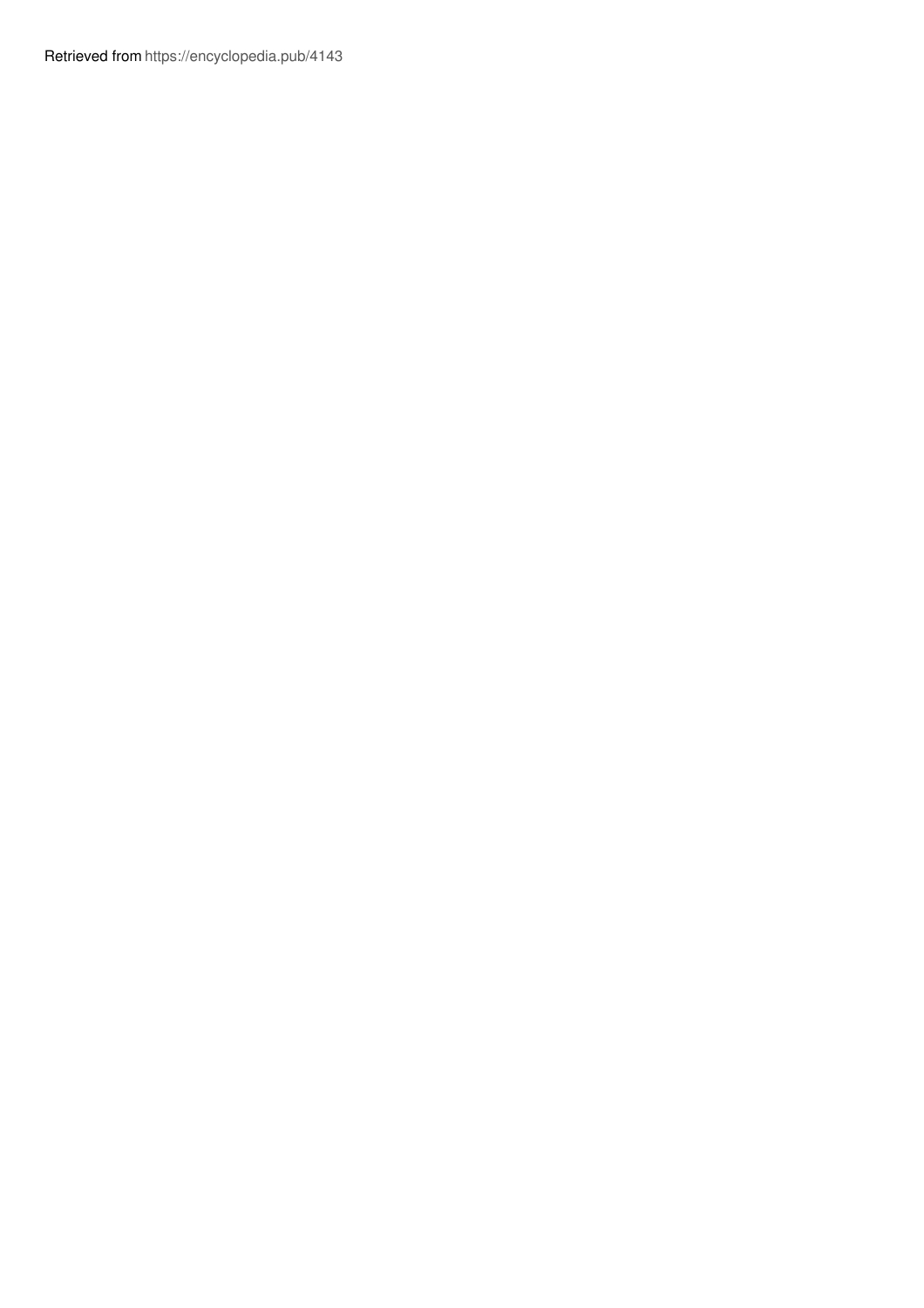Retrieved from https://encyclopedia.pub/4143